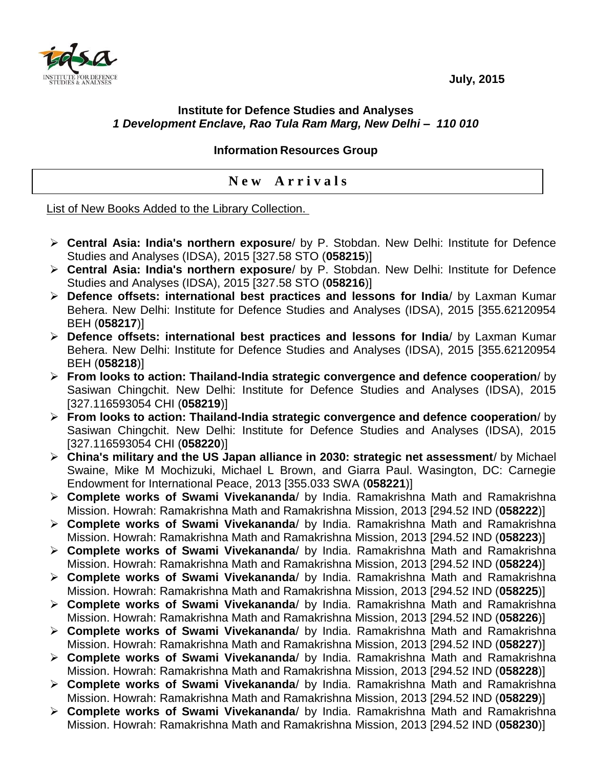July, 2015

**Institute for Defence Studies and Analyses**
***1 Development Enclave, Rao Tula Ram Marg, New Delhi – 110 010***

**Information Resources Group**

## New Arrivals

List of New Books Added to the Library Collection.

- **Central Asia: India's northern exposure**/ by P. Stobdan. New Delhi: Institute for Defence Studies and Analyses (IDSA), 2015 [327.58 STO (**058215**)]
- **Central Asia: India's northern exposure**/ by P. Stobdan. New Delhi: Institute for Defence Studies and Analyses (IDSA), 2015 [327.58 STO (**058216**)]
- **Defence offsets: international best practices and lessons for India**/ by Laxman Kumar Behera. New Delhi: Institute for Defence Studies and Analyses (IDSA), 2015 [355.62120954 BEH (**058217**)]
- **Defence offsets: international best practices and lessons for India**/ by Laxman Kumar Behera. New Delhi: Institute for Defence Studies and Analyses (IDSA), 2015 [355.62120954 BEH (**058218**)]
- **From looks to action: Thailand-India strategic convergence and defence cooperation**/ by Sasiwan Chingchit. New Delhi: Institute for Defence Studies and Analyses (IDSA), 2015 [327.116593054 CHI (**058219**)]
- **From looks to action: Thailand-India strategic convergence and defence cooperation**/ by Sasiwan Chingchit. New Delhi: Institute for Defence Studies and Analyses (IDSA), 2015 [327.116593054 CHI (**058220**)]
- **China's military and the US Japan alliance in 2030: strategic net assessment**/ by Michael Swaine, Mike M Mochizuki, Michael L Brown, and Giarra Paul. Wasington, DC: Carnegie Endowment for International Peace, 2013 [355.033 SWA (**058221**)]
- **Complete works of Swami Vivekananda**/ by India. Ramakrishna Math and Ramakrishna Mission. Howrah: Ramakrishna Math and Ramakrishna Mission, 2013 [294.52 IND (**058222**)]
- **Complete works of Swami Vivekananda**/ by India. Ramakrishna Math and Ramakrishna Mission. Howrah: Ramakrishna Math and Ramakrishna Mission, 2013 [294.52 IND (**058223**)]
- **Complete works of Swami Vivekananda**/ by India. Ramakrishna Math and Ramakrishna Mission. Howrah: Ramakrishna Math and Ramakrishna Mission, 2013 [294.52 IND (**058224**)]
- **Complete works of Swami Vivekananda**/ by India. Ramakrishna Math and Ramakrishna Mission. Howrah: Ramakrishna Math and Ramakrishna Mission, 2013 [294.52 IND (**058225**)]
- **Complete works of Swami Vivekananda**/ by India. Ramakrishna Math and Ramakrishna Mission. Howrah: Ramakrishna Math and Ramakrishna Mission, 2013 [294.52 IND (**058226**)]
- **Complete works of Swami Vivekananda**/ by India. Ramakrishna Math and Ramakrishna Mission. Howrah: Ramakrishna Math and Ramakrishna Mission, 2013 [294.52 IND (**058227**)]
- **Complete works of Swami Vivekananda**/ by India. Ramakrishna Math and Ramakrishna Mission. Howrah: Ramakrishna Math and Ramakrishna Mission, 2013 [294.52 IND (**058228**)]
- **Complete works of Swami Vivekananda**/ by India. Ramakrishna Math and Ramakrishna Mission. Howrah: Ramakrishna Math and Ramakrishna Mission, 2013 [294.52 IND (**058229**)]
- **Complete works of Swami Vivekananda**/ by India. Ramakrishna Math and Ramakrishna Mission. Howrah: Ramakrishna Math and Ramakrishna Mission, 2013 [294.52 IND (**058230**)]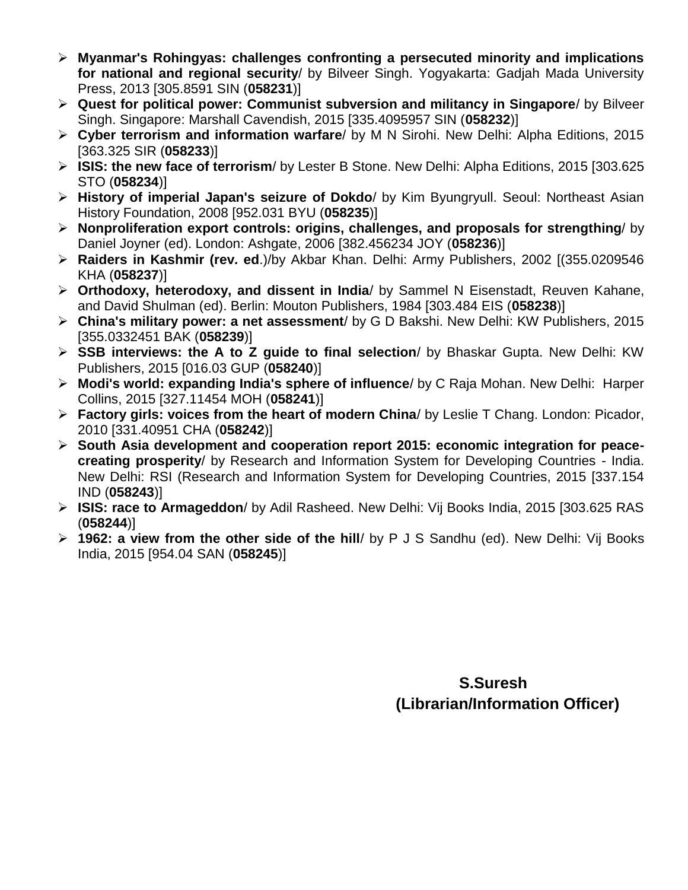- **Myanmar's Rohingyas: challenges confronting a persecuted minority and implications for national and regional security**/ by Bilveer Singh. Yogyakarta: Gadjah Mada University Press, 2013 [305.8591 SIN (**058231**)]
- **Quest for political power: Communist subversion and militancy in Singapore**/ by Bilveer Singh. Singapore: Marshall Cavendish, 2015 [335.4095957 SIN (**058232**)]
- **Cyber terrorism and information warfare**/ by M N Sirohi. New Delhi: Alpha Editions, 2015 [363.325 SIR (**058233**)]
- **ISIS: the new face of terrorism**/ by Lester B Stone. New Delhi: Alpha Editions, 2015 [303.625 STO (**058234**)]
- **History of imperial Japan's seizure of Dokdo**/ by Kim Byungryull. Seoul: Northeast Asian History Foundation, 2008 [952.031 BYU (**058235**)]
- **Nonproliferation export controls: origins, challenges, and proposals for strengthing**/ by Daniel Joyner (ed). London: Ashgate, 2006 [382.456234 JOY (**058236**)]
- **Raiders in Kashmir (rev. ed**.)/by Akbar Khan. Delhi: Army Publishers, 2002 [(355.0209546 KHA (**058237**)]
- **Orthodoxy, heterodoxy, and dissent in India**/ by Sammel N Eisenstadt, Reuven Kahane, and David Shulman (ed). Berlin: Mouton Publishers, 1984 [303.484 EIS (**058238**)]
- **China's military power: a net assessment**/ by G D Bakshi. New Delhi: KW Publishers, 2015 [355.0332451 BAK (**058239**)]
- **SSB interviews: the A to Z guide to final selection**/ by Bhaskar Gupta. New Delhi: KW Publishers, 2015 [016.03 GUP (**058240**)]
- **Modi's world: expanding India's sphere of influence**/ by C Raja Mohan. New Delhi: Harper Collins, 2015 [327.11454 MOH (**058241**)]
- **Factory girls: voices from the heart of modern China**/ by Leslie T Chang. London: Picador, 2010 [331.40951 CHA (**058242**)]
- **South Asia development and cooperation report 2015: economic integration for peace-creating prosperity**/ by Research and Information System for Developing Countries - India. New Delhi: RSI (Research and Information System for Developing Countries, 2015 [337.154 IND (**058243**)]
- **ISIS: race to Armageddon**/ by Adil Rasheed. New Delhi: Vij Books India, 2015 [303.625 RAS (**058244**)]
- **1962: a view from the other side of the hill**/ by P J S Sandhu (ed). New Delhi: Vij Books India, 2015 [954.04 SAN (**058245**)]

**S.Suresh**
**(Librarian/Information Officer)**